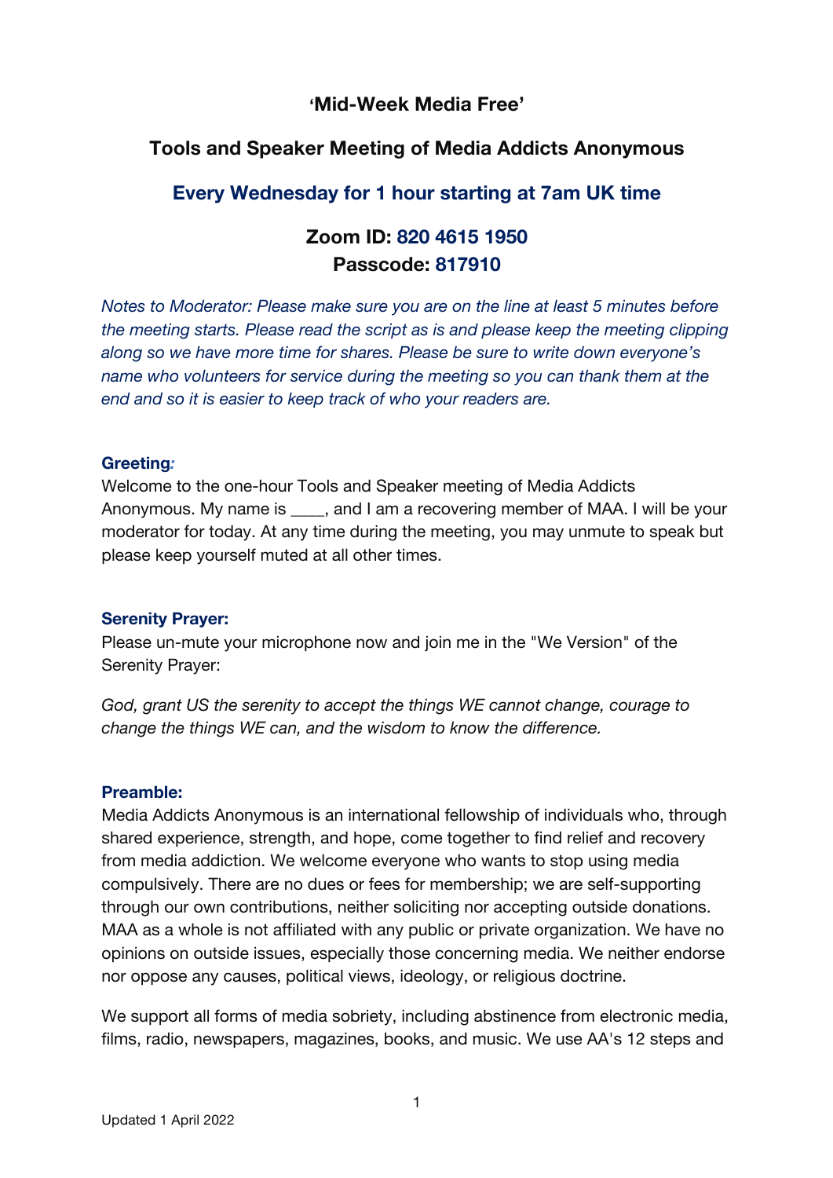# 'Mid-Week Media Free'

## Tools and Speaker Meeting of Media Addicts Anonymous

### Every Wednesday for 1 hour starting at 7am UK time

### Zoom ID: 820 4615 1950
### Passcode: 817910

*Notes to Moderator: Please make sure you are on the line at least 5 minutes before the meeting starts. Please read the script as is and please keep the meeting clipping along so we have more time for shares. Please be sure to write down everyone's name who volunteers for service during the meeting so you can thank them at the end and so it is easier to keep track of who your readers are.*

**Greeting:**
Welcome to the one-hour Tools and Speaker meeting of Media Addicts Anonymous. My name is ____, and I am a recovering member of MAA. I will be your moderator for today. At any time during the meeting, you may unmute to speak but please keep yourself muted at all other times.

**Serenity Prayer:**
Please un-mute your microphone now and join me in the "We Version" of the Serenity Prayer:

*God, grant US the serenity to accept the things WE cannot change, courage to change the things WE can, and the wisdom to know the difference.*

**Preamble:**
Media Addicts Anonymous is an international fellowship of individuals who, through shared experience, strength, and hope, come together to find relief and recovery from media addiction. We welcome everyone who wants to stop using media compulsively. There are no dues or fees for membership; we are self-supporting through our own contributions, neither soliciting nor accepting outside donations. MAA as a whole is not affiliated with any public or private organization. We have no opinions on outside issues, especially those concerning media. We neither endorse nor oppose any causes, political views, ideology, or religious doctrine.

We support all forms of media sobriety, including abstinence from electronic media, films, radio, newspapers, magazines, books, and music. We use AA's 12 steps and

Updated 1 April 2022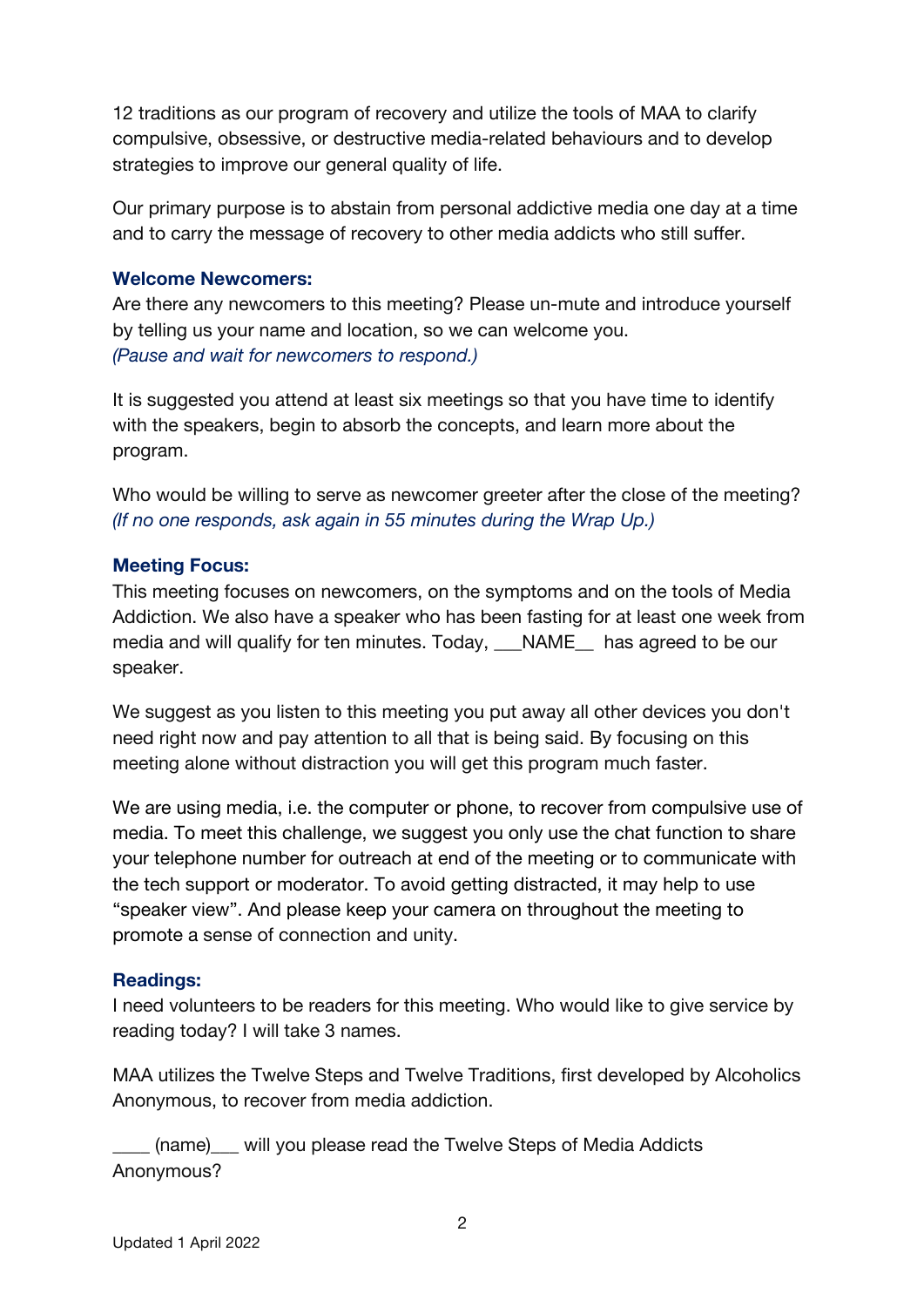12 traditions as our program of recovery and utilize the tools of MAA to clarify compulsive, obsessive, or destructive media-related behaviours and to develop strategies to improve our general quality of life.

Our primary purpose is to abstain from personal addictive media one day at a time and to carry the message of recovery to other media addicts who still suffer.

**Welcome Newcomers:**

Are there any newcomers to this meeting? Please un-mute and introduce yourself by telling us your name and location, so we can welcome you.
*(Pause and wait for newcomers to respond.)*

It is suggested you attend at least six meetings so that you have time to identify with the speakers, begin to absorb the concepts, and learn more about the program.

Who would be willing to serve as newcomer greeter after the close of the meeting?
*(If no one responds, ask again in 55 minutes during the Wrap Up.)*

**Meeting Focus:**

This meeting focuses on newcomers, on the symptoms and on the tools of Media Addiction. We also have a speaker who has been fasting for at least one week from media and will qualify for ten minutes. Today, ___NAME__ has agreed to be our speaker.

We suggest as you listen to this meeting you put away all other devices you don't need right now and pay attention to all that is being said. By focusing on this meeting alone without distraction you will get this program much faster.

We are using media, i.e. the computer or phone, to recover from compulsive use of media. To meet this challenge, we suggest you only use the chat function to share your telephone number for outreach at end of the meeting or to communicate with the tech support or moderator. To avoid getting distracted, it may help to use "speaker view". And please keep your camera on throughout the meeting to promote a sense of connection and unity.

**Readings:**

I need volunteers to be readers for this meeting. Who would like to give service by reading today? I will take 3 names.

MAA utilizes the Twelve Steps and Twelve Traditions, first developed by Alcoholics Anonymous, to recover from media addiction.

____ (name)___ will you please read the Twelve Steps of Media Addicts Anonymous?

Updated 1 April 2022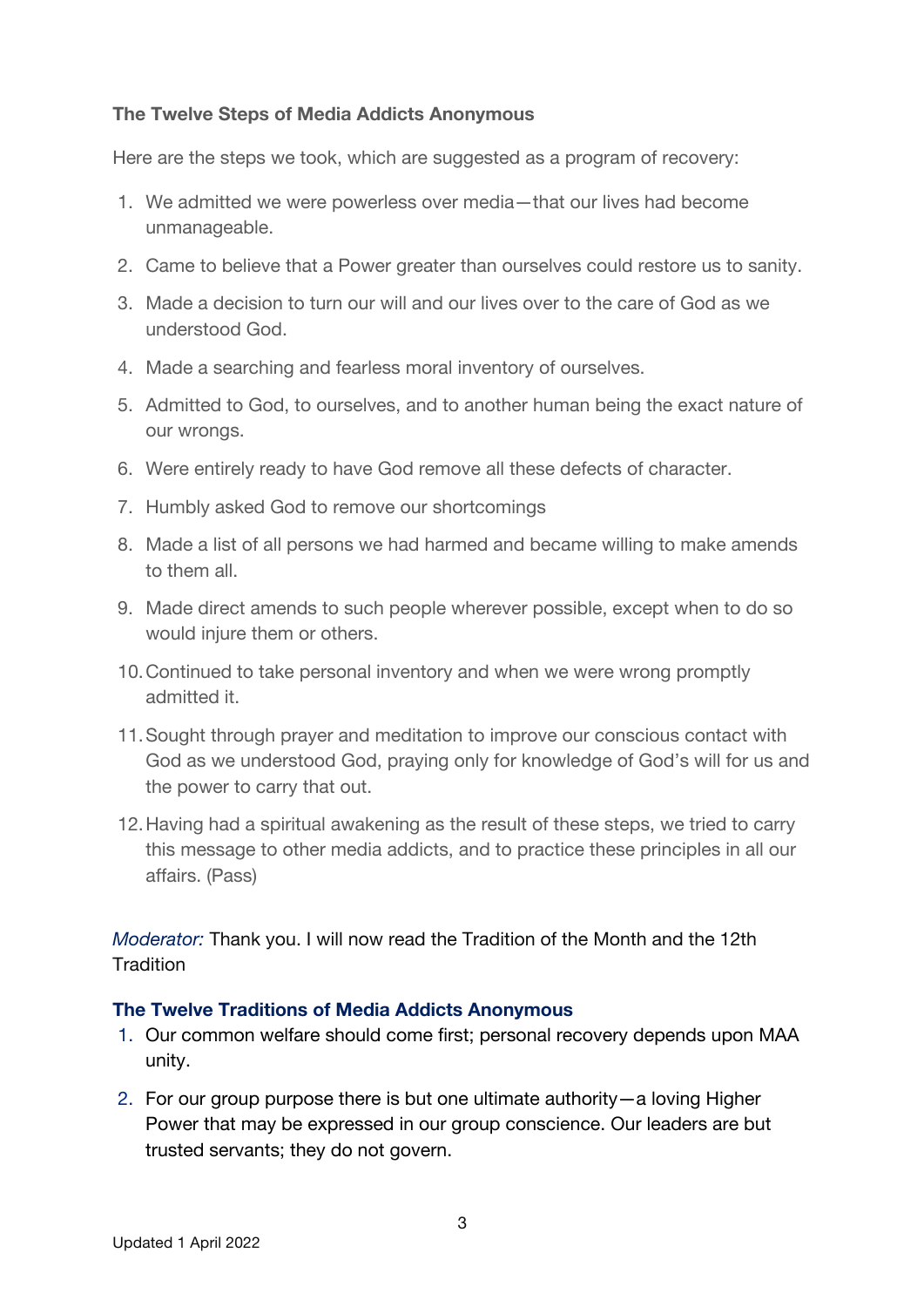**The Twelve Steps of Media Addicts Anonymous**

Here are the steps we took, which are suggested as a program of recovery:

1. We admitted we were powerless over media—that our lives had become unmanageable.
2. Came to believe that a Power greater than ourselves could restore us to sanity.
3. Made a decision to turn our will and our lives over to the care of God as we understood God.
4. Made a searching and fearless moral inventory of ourselves.
5. Admitted to God, to ourselves, and to another human being the exact nature of our wrongs.
6. Were entirely ready to have God remove all these defects of character.
7. Humbly asked God to remove our shortcomings
8. Made a list of all persons we had harmed and became willing to make amends to them all.
9. Made direct amends to such people wherever possible, except when to do so would injure them or others.
10. Continued to take personal inventory and when we were wrong promptly admitted it.
11. Sought through prayer and meditation to improve our conscious contact with God as we understood God, praying only for knowledge of God's will for us and the power to carry that out.
12. Having had a spiritual awakening as the result of these steps, we tried to carry this message to other media addicts, and to practice these principles in all our affairs. (Pass)

*Moderator:* Thank you. I will now read the Tradition of the Month and the 12th Tradition

**The Twelve Traditions of Media Addicts Anonymous**

1. Our common welfare should come first; personal recovery depends upon MAA unity.
2. For our group purpose there is but one ultimate authority—a loving Higher Power that may be expressed in our group conscience. Our leaders are but trusted servants; they do not govern.

Updated 1 April 2022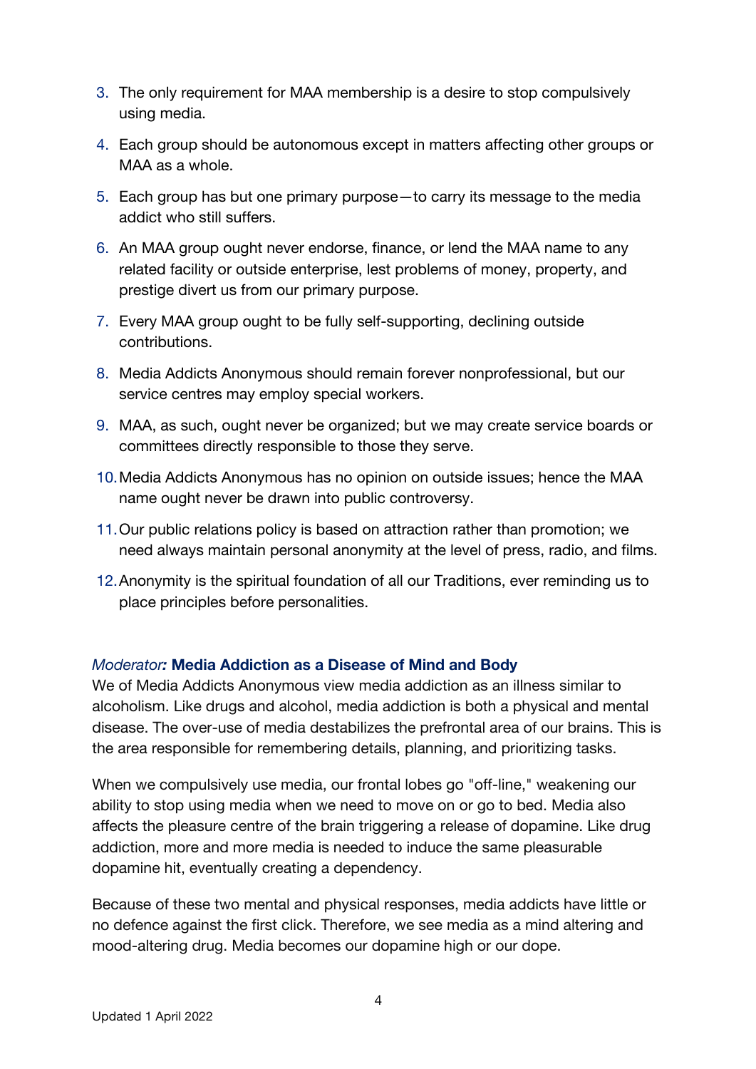3. The only requirement for MAA membership is a desire to stop compulsively using media.
4. Each group should be autonomous except in matters affecting other groups or MAA as a whole.
5. Each group has but one primary purpose—to carry its message to the media addict who still suffers.
6. An MAA group ought never endorse, finance, or lend the MAA name to any related facility or outside enterprise, lest problems of money, property, and prestige divert us from our primary purpose.
7. Every MAA group ought to be fully self-supporting, declining outside contributions.
8. Media Addicts Anonymous should remain forever nonprofessional, but our service centres may employ special workers.
9. MAA, as such, ought never be organized; but we may create service boards or committees directly responsible to those they serve.
10. Media Addicts Anonymous has no opinion on outside issues; hence the MAA name ought never be drawn into public controversy.
11. Our public relations policy is based on attraction rather than promotion; we need always maintain personal anonymity at the level of press, radio, and films.
12. Anonymity is the spiritual foundation of all our Traditions, ever reminding us to place principles before personalities.

### *Moderator:* **Media Addiction as a Disease of Mind and Body**

We of Media Addicts Anonymous view media addiction as an illness similar to alcoholism. Like drugs and alcohol, media addiction is both a physical and mental disease. The over-use of media destabilizes the prefrontal area of our brains. This is the area responsible for remembering details, planning, and prioritizing tasks.

When we compulsively use media, our frontal lobes go "off-line," weakening our ability to stop using media when we need to move on or go to bed. Media also affects the pleasure centre of the brain triggering a release of dopamine. Like drug addiction, more and more media is needed to induce the same pleasurable dopamine hit, eventually creating a dependency.

Because of these two mental and physical responses, media addicts have little or no defence against the first click. Therefore, we see media as a mind altering and mood-altering drug. Media becomes our dopamine high or our dope.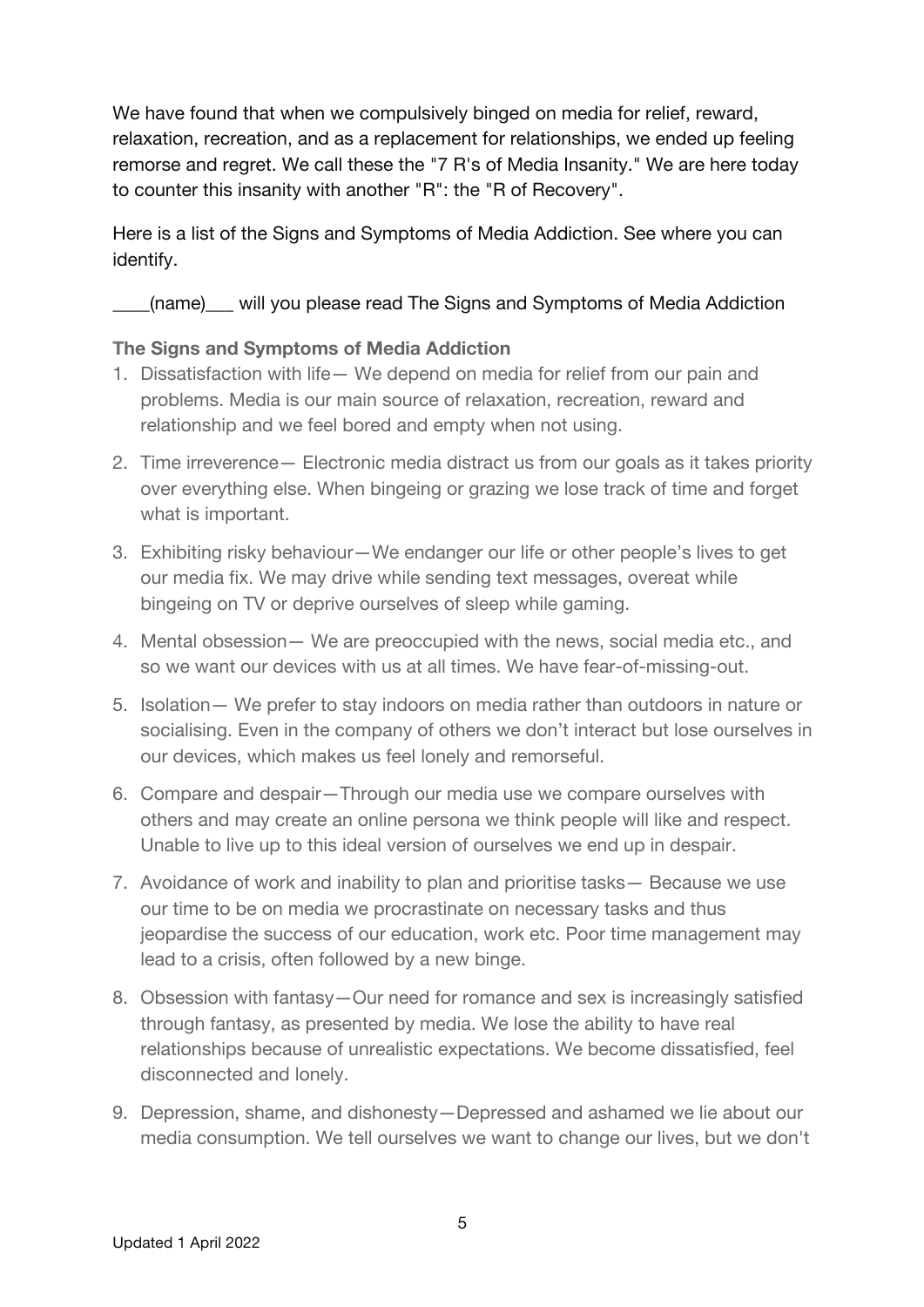We have found that when we compulsively binged on media for relief, reward, relaxation, recreation, and as a replacement for relationships, we ended up feeling remorse and regret. We call these the "7 R's of Media Insanity." We are here today to counter this insanity with another "R": the "R of Recovery".

Here is a list of the Signs and Symptoms of Media Addiction. See where you can identify.

____(name)___ will you please read The Signs and Symptoms of Media Addiction

### The Signs and Symptoms of Media Addiction

1. Dissatisfaction with life— We depend on media for relief from our pain and problems. Media is our main source of relaxation, recreation, reward and relationship and we feel bored and empty when not using.
2. Time irreverence— Electronic media distract us from our goals as it takes priority over everything else. When bingeing or grazing we lose track of time and forget what is important.
3. Exhibiting risky behaviour—We endanger our life or other people's lives to get our media fix. We may drive while sending text messages, overeat while bingeing on TV or deprive ourselves of sleep while gaming.
4. Mental obsession— We are preoccupied with the news, social media etc., and so we want our devices with us at all times. We have fear-of-missing-out.
5. Isolation— We prefer to stay indoors on media rather than outdoors in nature or socialising. Even in the company of others we don't interact but lose ourselves in our devices, which makes us feel lonely and remorseful.
6. Compare and despair—Through our media use we compare ourselves with others and may create an online persona we think people will like and respect. Unable to live up to this ideal version of ourselves we end up in despair.
7. Avoidance of work and inability to plan and prioritise tasks— Because we use our time to be on media we procrastinate on necessary tasks and thus jeopardise the success of our education, work etc. Poor time management may lead to a crisis, often followed by a new binge.
8. Obsession with fantasy—Our need for romance and sex is increasingly satisfied through fantasy, as presented by media. We lose the ability to have real relationships because of unrealistic expectations. We become dissatisfied, feel disconnected and lonely.
9. Depression, shame, and dishonesty—Depressed and ashamed we lie about our media consumption. We tell ourselves we want to change our lives, but we don't

Updated 1 April 2022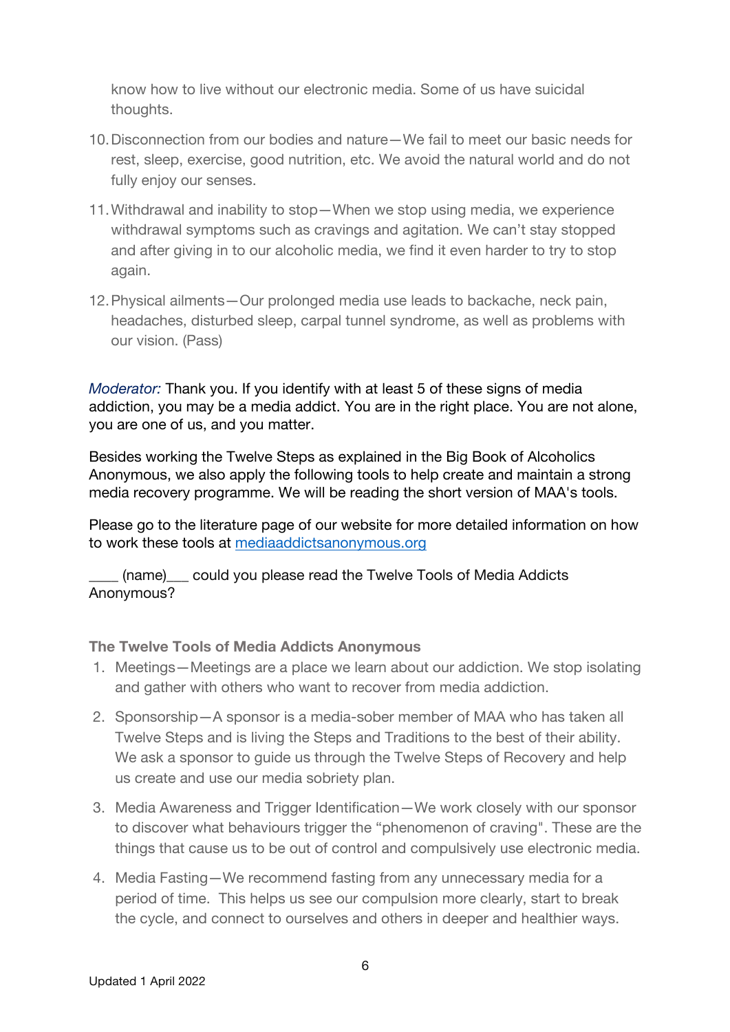know how to live without our electronic media. Some of us have suicidal thoughts.

10. Disconnection from our bodies and nature—We fail to meet our basic needs for rest, sleep, exercise, good nutrition, etc. We avoid the natural world and do not fully enjoy our senses.

11. Withdrawal and inability to stop—When we stop using media, we experience withdrawal symptoms such as cravings and agitation. We can't stay stopped and after giving in to our alcoholic media, we find it even harder to try to stop again.

12. Physical ailments—Our prolonged media use leads to backache, neck pain, headaches, disturbed sleep, carpal tunnel syndrome, as well as problems with our vision. (Pass)

*Moderator:* Thank you. If you identify with at least 5 of these signs of media addiction, you may be a media addict. You are in the right place. You are not alone, you are one of us, and you matter.

Besides working the Twelve Steps as explained in the Big Book of Alcoholics Anonymous, we also apply the following tools to help create and maintain a strong media recovery programme. We will be reading the short version of MAA's tools.

Please go to the literature page of our website for more detailed information on how to work these tools at [mediaaddictsanonymous.org](mediaaddictsanonymous.org)

____ (name)___ could you please read the Twelve Tools of Media Addicts Anonymous?

### The Twelve Tools of Media Addicts Anonymous

1. Meetings—Meetings are a place we learn about our addiction. We stop isolating and gather with others who want to recover from media addiction.

2. Sponsorship—A sponsor is a media-sober member of MAA who has taken all Twelve Steps and is living the Steps and Traditions to the best of their ability. We ask a sponsor to guide us through the Twelve Steps of Recovery and help us create and use our media sobriety plan.

3. Media Awareness and Trigger Identification—We work closely with our sponsor to discover what behaviours trigger the "phenomenon of craving". These are the things that cause us to be out of control and compulsively use electronic media.

4. Media Fasting—We recommend fasting from any unnecessary media for a period of time. This helps us see our compulsion more clearly, start to break the cycle, and connect to ourselves and others in deeper and healthier ways.

Updated 1 April 2022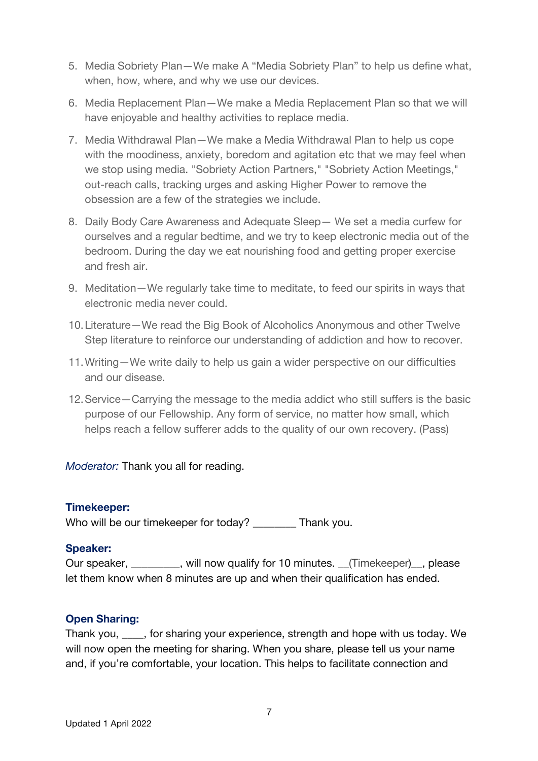5. Media Sobriety Plan—We make A "Media Sobriety Plan" to help us define what, when, how, where, and why we use our devices.
6. Media Replacement Plan—We make a Media Replacement Plan so that we will have enjoyable and healthy activities to replace media.
7. Media Withdrawal Plan—We make a Media Withdrawal Plan to help us cope with the moodiness, anxiety, boredom and agitation etc that we may feel when we stop using media. "Sobriety Action Partners," "Sobriety Action Meetings," out-reach calls, tracking urges and asking Higher Power to remove the obsession are a few of the strategies we include.
8. Daily Body Care Awareness and Adequate Sleep— We set a media curfew for ourselves and a regular bedtime, and we try to keep electronic media out of the bedroom. During the day we eat nourishing food and getting proper exercise and fresh air.
9. Meditation—We regularly take time to meditate, to feed our spirits in ways that electronic media never could.
10. Literature—We read the Big Book of Alcoholics Anonymous and other Twelve Step literature to reinforce our understanding of addiction and how to recover.
11. Writing—We write daily to help us gain a wider perspective on our difficulties and our disease.
12. Service—Carrying the message to the media addict who still suffers is the basic purpose of our Fellowship. Any form of service, no matter how small, which helps reach a fellow sufferer adds to the quality of our own recovery. (Pass)

*Moderator:* Thank you all for reading.

**Timekeeper:**

Who will be our timekeeper for today? _______ Thank you.

**Speaker:**

Our speaker, ________, will now qualify for 10 minutes. __(Timekeeper)__, please let them know when 8 minutes are up and when their qualification has ended.

**Open Sharing:**

Thank you, ____, for sharing your experience, strength and hope with us today. We will now open the meeting for sharing. When you share, please tell us your name and, if you're comfortable, your location. This helps to facilitate connection and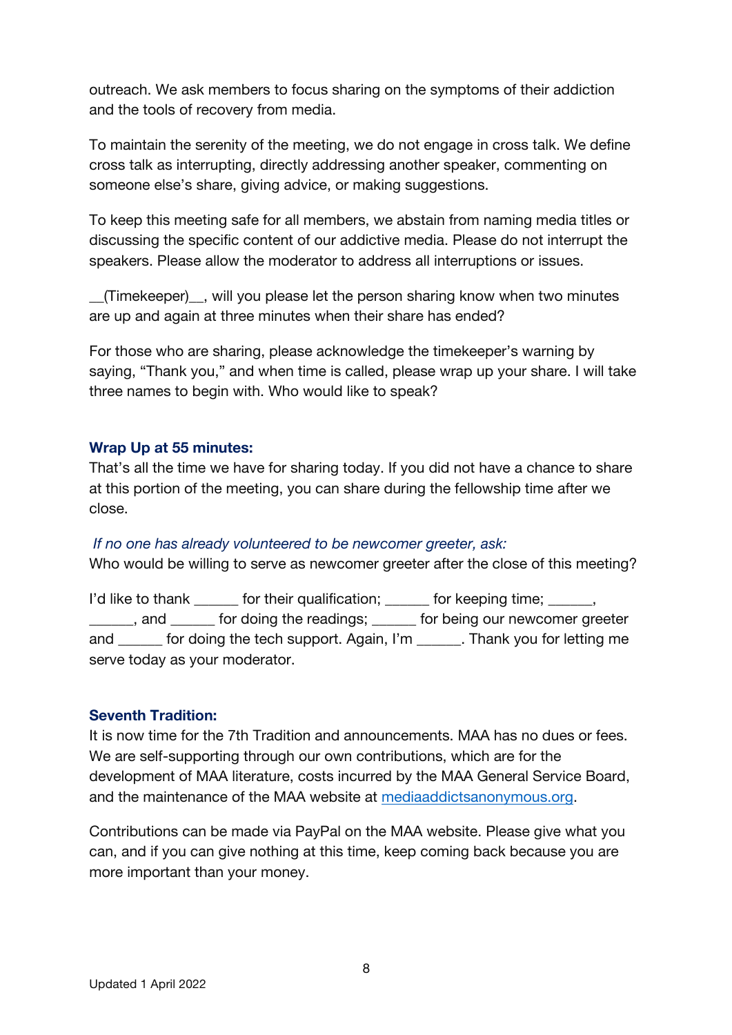outreach. We ask members to focus sharing on the symptoms of their addiction and the tools of recovery from media.

To maintain the serenity of the meeting, we do not engage in cross talk. We define cross talk as interrupting, directly addressing another speaker, commenting on someone else's share, giving advice, or making suggestions.

To keep this meeting safe for all members, we abstain from naming media titles or discussing the specific content of our addictive media. Please do not interrupt the speakers. Please allow the moderator to address all interruptions or issues.

__(Timekeeper)__, will you please let the person sharing know when two minutes are up and again at three minutes when their share has ended?

For those who are sharing, please acknowledge the timekeeper's warning by saying, "Thank you," and when time is called, please wrap up your share. I will take three names to begin with. Who would like to speak?

### Wrap Up at 55 minutes:

That's all the time we have for sharing today. If you did not have a chance to share at this portion of the meeting, you can share during the fellowship time after we close.

*If no one has already volunteered to be newcomer greeter, ask:*

Who would be willing to serve as newcomer greeter after the close of this meeting?

I'd like to thank ______ for their qualification; ______ for keeping time; ______, ______, and ______ for doing the readings; ______ for being our newcomer greeter and ______ for doing the tech support. Again, I'm ______. Thank you for letting me serve today as your moderator.

### Seventh Tradition:

It is now time for the 7th Tradition and announcements. MAA has no dues or fees. We are self-supporting through our own contributions, which are for the development of MAA literature, costs incurred by the MAA General Service Board, and the maintenance of the MAA website at [mediaaddictsanonymous.org](mediaaddictsanonymous.org).

Contributions can be made via PayPal on the MAA website. Please give what you can, and if you can give nothing at this time, keep coming back because you are more important than your money.

Updated 1 April 2022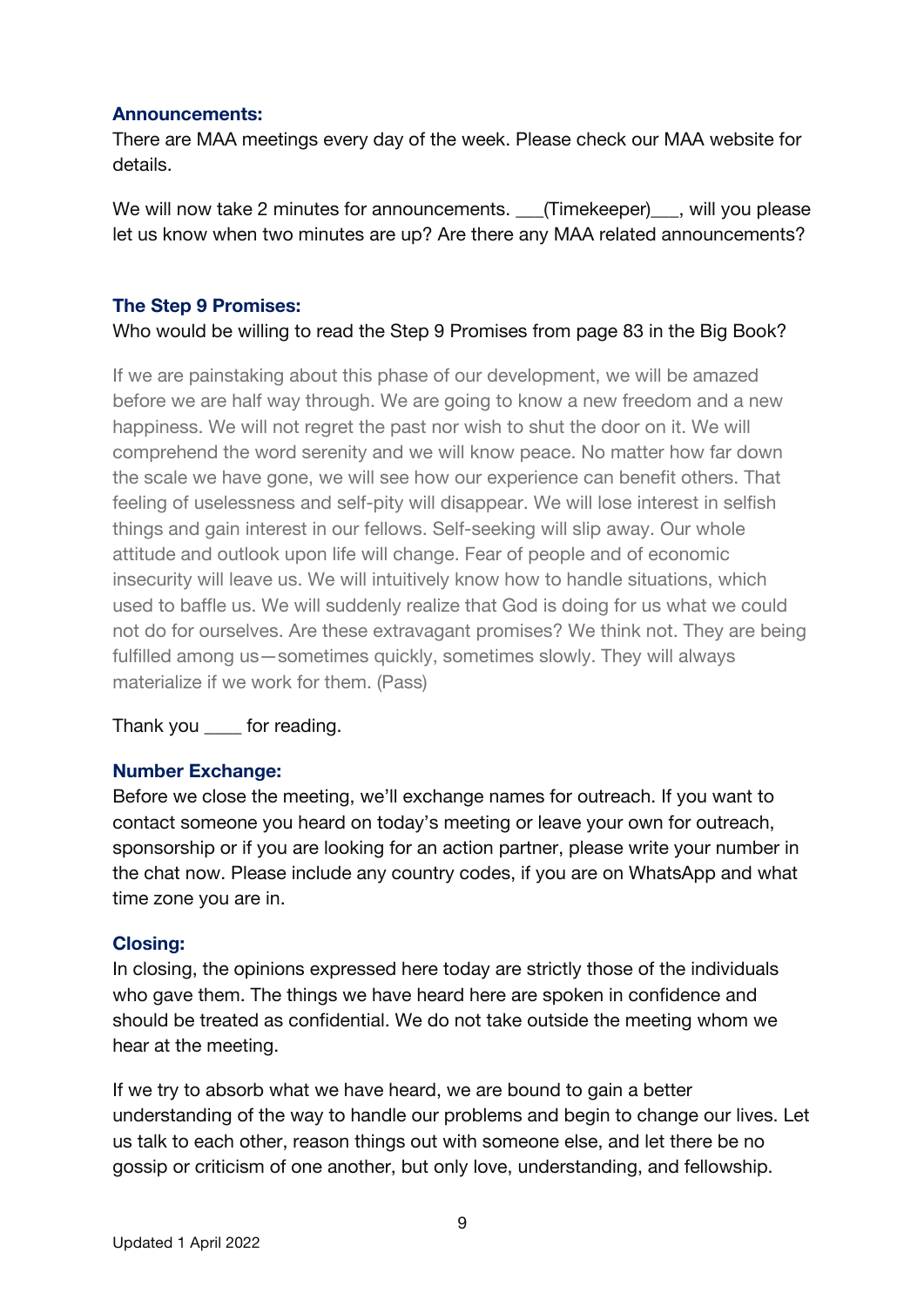**Announcements:**

There are MAA meetings every day of the week. Please check our MAA website for details.

We will now take 2 minutes for announcements. ___(Timekeeper)___, will you please let us know when two minutes are up? Are there any MAA related announcements?

**The Step 9 Promises:**

Who would be willing to read the Step 9 Promises from page 83 in the Big Book?

If we are painstaking about this phase of our development, we will be amazed before we are half way through. We are going to know a new freedom and a new happiness. We will not regret the past nor wish to shut the door on it. We will comprehend the word serenity and we will know peace. No matter how far down the scale we have gone, we will see how our experience can benefit others. That feeling of uselessness and self-pity will disappear. We will lose interest in selfish things and gain interest in our fellows. Self-seeking will slip away. Our whole attitude and outlook upon life will change. Fear of people and of economic insecurity will leave us. We will intuitively know how to handle situations, which used to baffle us. We will suddenly realize that God is doing for us what we could not do for ourselves. Are these extravagant promises? We think not. They are being fulfilled among us—sometimes quickly, sometimes slowly. They will always materialize if we work for them. (Pass)

Thank you ____ for reading.

**Number Exchange:**

Before we close the meeting, we'll exchange names for outreach. If you want to contact someone you heard on today's meeting or leave your own for outreach, sponsorship or if you are looking for an action partner, please write your number in the chat now. Please include any country codes, if you are on WhatsApp and what time zone you are in.

**Closing:**

In closing, the opinions expressed here today are strictly those of the individuals who gave them. The things we have heard here are spoken in confidence and should be treated as confidential. We do not take outside the meeting whom we hear at the meeting.

If we try to absorb what we have heard, we are bound to gain a better understanding of the way to handle our problems and begin to change our lives. Let us talk to each other, reason things out with someone else, and let there be no gossip or criticism of one another, but only love, understanding, and fellowship.

Updated 1 April 2022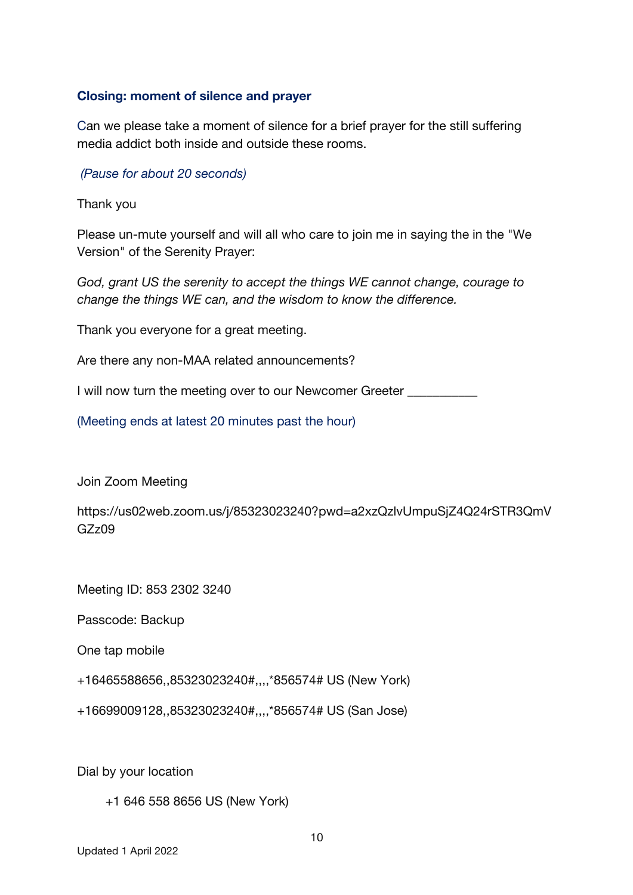### Closing: moment of silence and prayer

Can we please take a moment of silence for a brief prayer for the still suffering media addict both inside and outside these rooms.

*(Pause for about 20 seconds)*

Thank you

Please un-mute yourself and will all who care to join me in saying the in the "We Version" of the Serenity Prayer:

*God, grant US the serenity to accept the things WE cannot change, courage to change the things WE can, and the wisdom to know the difference.*

Thank you everyone for a great meeting.

Are there any non-MAA related announcements?

I will now turn the meeting over to our Newcomer Greeter __________

(Meeting ends at latest 20 minutes past the hour)

Join Zoom Meeting

https://us02web.zoom.us/j/85323023240?pwd=a2xzQzlvUmpuSjZ4Q24rSTR3QmVGZz09

Meeting ID: 853 2302 3240

Passcode: Backup

One tap mobile

+16465588656,,85323023240#,,,,*856574# US (New York)

+16699009128,,85323023240#,,,,*856574# US (San Jose)

Dial by your location

+1 646 558 8656 US (New York)

Updated 1 April 2022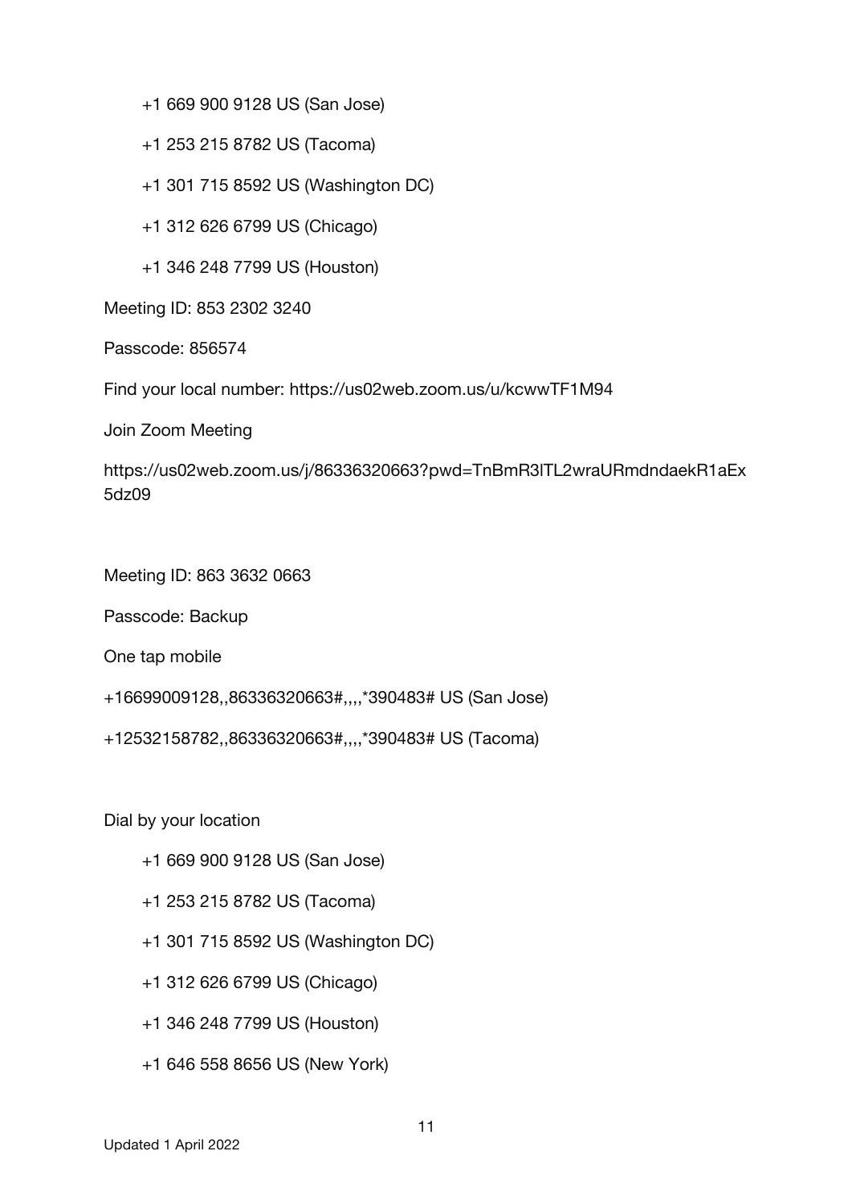+1 669 900 9128 US (San Jose)

+1 253 215 8782 US (Tacoma)

+1 301 715 8592 US (Washington DC)

+1 312 626 6799 US (Chicago)

+1 346 248 7799 US (Houston)

Meeting ID: 853 2302 3240

Passcode: 856574

Find your local number: https://us02web.zoom.us/u/kcwwTF1M94

Join Zoom Meeting

https://us02web.zoom.us/j/86336320663?pwd=TnBmR3lTL2wraURmdndaekR1aEx5dz09

Meeting ID: 863 3632 0663

Passcode: Backup

One tap mobile

+16699009128,,86336320663#,,,,*390483# US (San Jose)

+12532158782,,86336320663#,,,,*390483# US (Tacoma)

Dial by your location

+1 669 900 9128 US (San Jose)

+1 253 215 8782 US (Tacoma)

+1 301 715 8592 US (Washington DC)

+1 312 626 6799 US (Chicago)

+1 346 248 7799 US (Houston)

+1 646 558 8656 US (New York)

Updated 1 April 2022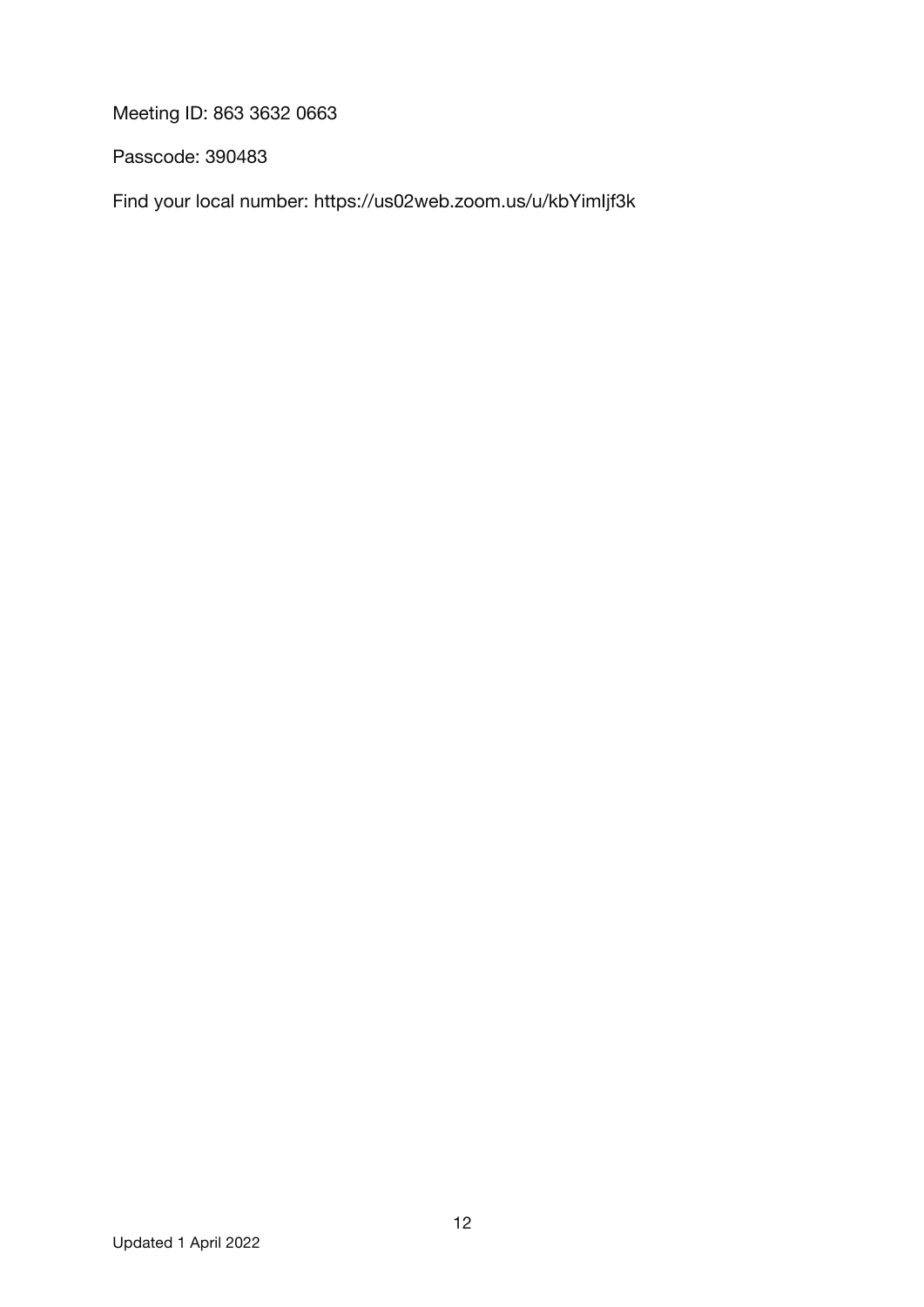Meeting ID: 863 3632 0663

Passcode: 390483

Find your local number: https://us02web.zoom.us/u/kbYimIjf3k

Updated 1 April 2022